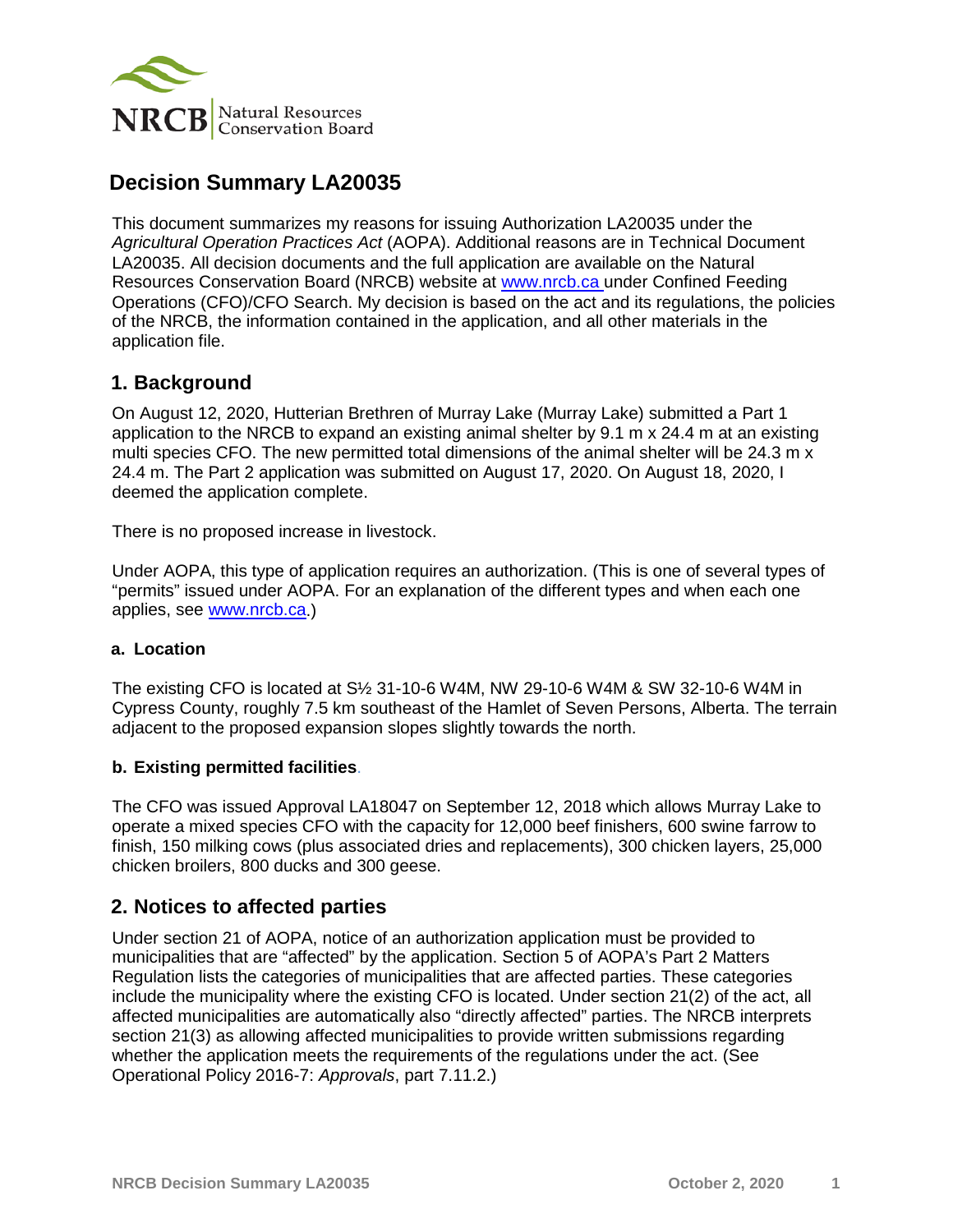# Decision Summary LA20035

This document summarizes my reasons for issuing Authorization LA20035 under the *Agricultural Operation Practices Act* (AOPA). Additional reasons are in Technical Document LA20035. All decision documents and the full application are available on the Natural Resources Conservation Board (NRCB) website at www.nrcb.ca under Confined Feeding Operations (CFO)/CFO Search. My decision is based on the act and its regulations, the policies of the NRCB, the information contained in the application, and all other materials in the application file.

## 1. Background

On August 12, 2020, Hutterian Brethren of Murray Lake (Murray Lake) submitted a Part 1 application to the NRCB to expand an existing animal shelter by 9.1 m x 24.4 m at an existing multi species CFO. The new permitted total dimensions of the animal shelter will be 24.3 m x 24.4 m. The Part 2 application was submitted on August 17, 2020. On August 18, 2020, I deemed the application complete.

There is no proposed increase in livestock.

Under AOPA, this type of application requires an authorization. (This is one of several types of "permits" issued under AOPA. For an explanation of the different types and when each one applies, see www.nrcb.ca.)

### a. Location

The existing CFO is located at S½ 31-10-6 W4M, NW 29-10-6 W4M & SW 32-10-6 W4M in Cypress County, roughly 7.5 km southeast of the Hamlet of Seven Persons, Alberta. The terrain adjacent to the proposed expansion slopes slightly towards the north.

### b. Existing permitted facilities.

The CFO was issued Approval LA18047 on September 12, 2018 which allows Murray Lake to operate a mixed species CFO with the capacity for 12,000 beef finishers, 600 swine farrow to finish, 150 milking cows (plus associated dries and replacements), 300 chicken layers, 25,000 chicken broilers, 800 ducks and 300 geese.

## 2. Notices to affected parties

Under section 21 of AOPA, notice of an authorization application must be provided to municipalities that are "affected" by the application. Section 5 of AOPA's Part 2 Matters Regulation lists the categories of municipalities that are affected parties. These categories include the municipality where the existing CFO is located. Under section 21(2) of the act, all affected municipalities are automatically also "directly affected" parties. The NRCB interprets section 21(3) as allowing affected municipalities to provide written submissions regarding whether the application meets the requirements of the regulations under the act. (See Operational Policy 2016-7: *Approvals*, part 7.11.2.)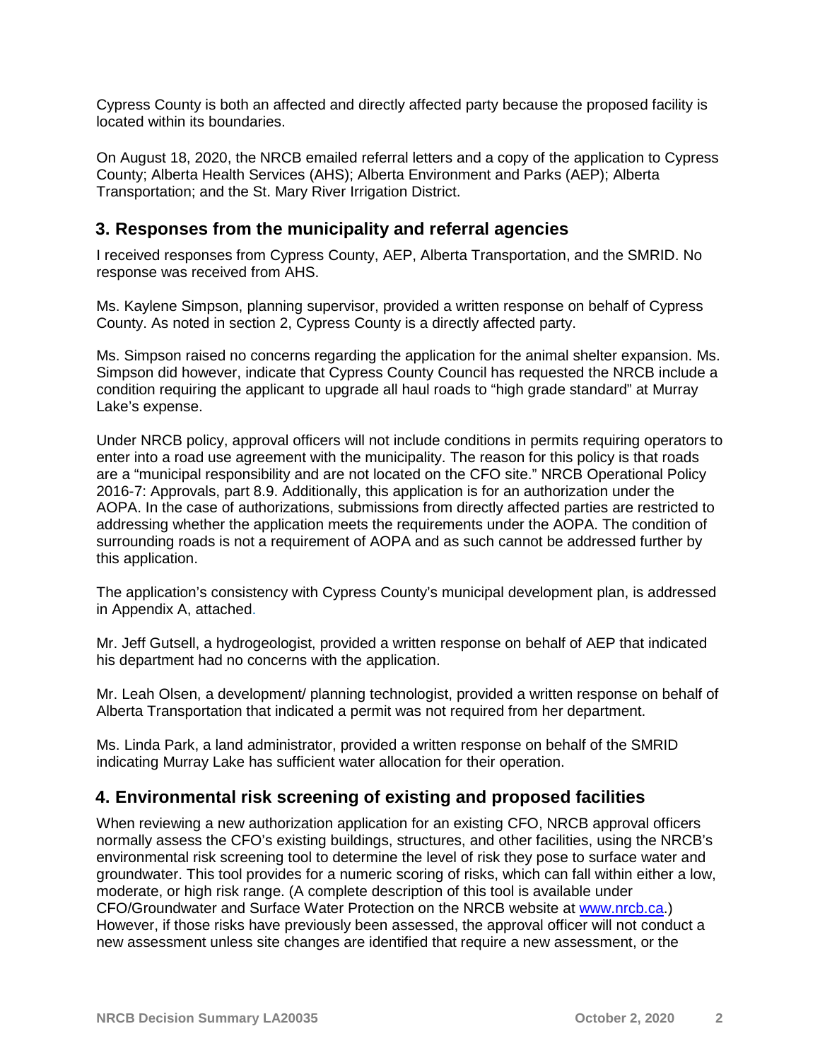Cypress County is both an affected and directly affected party because the proposed facility is located within its boundaries.

On August 18, 2020, the NRCB emailed referral letters and a copy of the application to Cypress County; Alberta Health Services (AHS); Alberta Environment and Parks (AEP); Alberta Transportation; and the St. Mary River Irrigation District.

## 3. Responses from the municipality and referral agencies

I received responses from Cypress County, AEP, Alberta Transportation, and the SMRID. No response was received from AHS.

Ms. Kaylene Simpson, planning supervisor, provided a written response on behalf of Cypress County. As noted in section 2, Cypress County is a directly affected party.

Ms. Simpson raised no concerns regarding the application for the animal shelter expansion. Ms. Simpson did however, indicate that Cypress County Council has requested the NRCB include a condition requiring the applicant to upgrade all haul roads to "high grade standard" at Murray Lake's expense.

Under NRCB policy, approval officers will not include conditions in permits requiring operators to enter into a road use agreement with the municipality. The reason for this policy is that roads are a "municipal responsibility and are not located on the CFO site." NRCB Operational Policy 2016-7: Approvals, part 8.9. Additionally, this application is for an authorization under the AOPA. In the case of authorizations, submissions from directly affected parties are restricted to addressing whether the application meets the requirements under the AOPA. The condition of surrounding roads is not a requirement of AOPA and as such cannot be addressed further by this application.

The application's consistency with Cypress County's municipal development plan, is addressed in Appendix A, attached.

Mr. Jeff Gutsell, a hydrogeologist, provided a written response on behalf of AEP that indicated his department had no concerns with the application.

Mr. Leah Olsen, a development/ planning technologist, provided a written response on behalf of Alberta Transportation that indicated a permit was not required from her department.

Ms. Linda Park, a land administrator, provided a written response on behalf of the SMRID indicating Murray Lake has sufficient water allocation for their operation.

## 4. Environmental risk screening of existing and proposed facilities

When reviewing a new authorization application for an existing CFO, NRCB approval officers normally assess the CFO's existing buildings, structures, and other facilities, using the NRCB's environmental risk screening tool to determine the level of risk they pose to surface water and groundwater. This tool provides for a numeric scoring of risks, which can fall within either a low, moderate, or high risk range. (A complete description of this tool is available under CFO/Groundwater and Surface Water Protection on the NRCB website at www.nrcb.ca.) However, if those risks have previously been assessed, the approval officer will not conduct a new assessment unless site changes are identified that require a new assessment, or the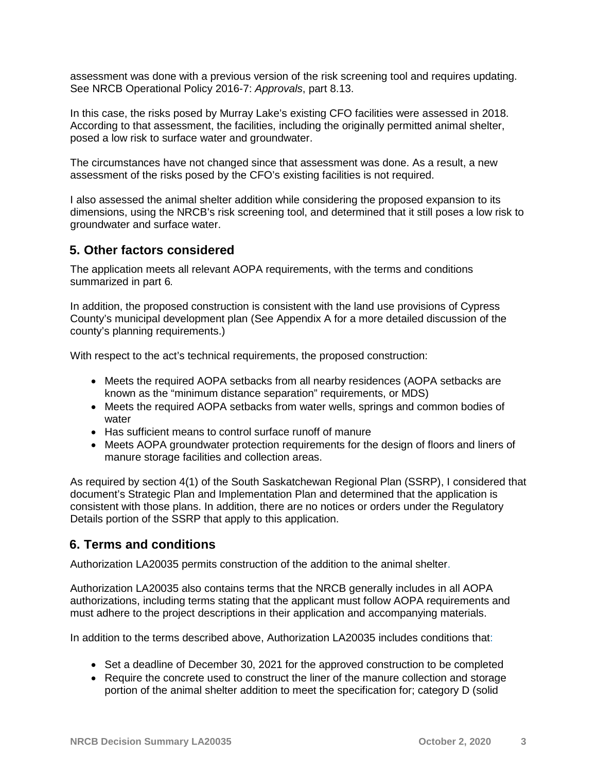assessment was done with a previous version of the risk screening tool and requires updating. See NRCB Operational Policy 2016-7: *Approvals*, part 8.13.

In this case, the risks posed by Murray Lake's existing CFO facilities were assessed in 2018. According to that assessment, the facilities, including the originally permitted animal shelter, posed a low risk to surface water and groundwater.

The circumstances have not changed since that assessment was done. As a result, a new assessment of the risks posed by the CFO's existing facilities is not required.

I also assessed the animal shelter addition while considering the proposed expansion to its dimensions, using the NRCB's risk screening tool, and determined that it still poses a low risk to groundwater and surface water.

## 5. Other factors considered

The application meets all relevant AOPA requirements, with the terms and conditions summarized in part 6.

In addition, the proposed construction is consistent with the land use provisions of Cypress County's municipal development plan (See Appendix A for a more detailed discussion of the county's planning requirements.)

With respect to the act's technical requirements, the proposed construction:

- Meets the required AOPA setbacks from all nearby residences (AOPA setbacks are known as the "minimum distance separation" requirements, or MDS)
- Meets the required AOPA setbacks from water wells, springs and common bodies of water
- Has sufficient means to control surface runoff of manure
- Meets AOPA groundwater protection requirements for the design of floors and liners of manure storage facilities and collection areas.

As required by section 4(1) of the South Saskatchewan Regional Plan (SSRP), I considered that document's Strategic Plan and Implementation Plan and determined that the application is consistent with those plans. In addition, there are no notices or orders under the Regulatory Details portion of the SSRP that apply to this application.

## 6. Terms and conditions

Authorization LA20035 permits construction of the addition to the animal shelter.

Authorization LA20035 also contains terms that the NRCB generally includes in all AOPA authorizations, including terms stating that the applicant must follow AOPA requirements and must adhere to the project descriptions in their application and accompanying materials.

In addition to the terms described above, Authorization LA20035 includes conditions that:

- Set a deadline of December 30, 2021 for the approved construction to be completed
- Require the concrete used to construct the liner of the manure collection and storage portion of the animal shelter addition to meet the specification for; category D (solid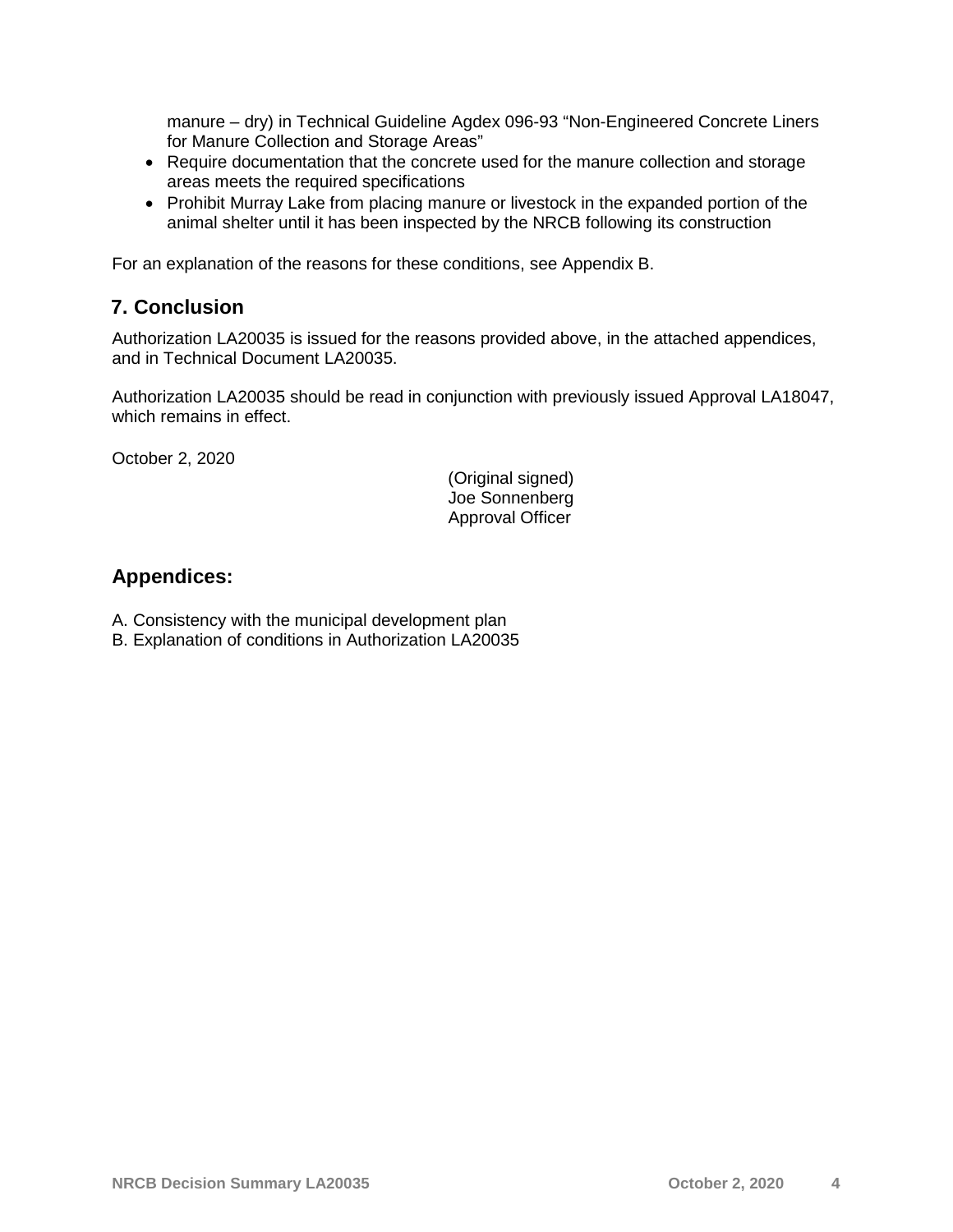manure – dry) in Technical Guideline Agdex 096-93 "Non-Engineered Concrete Liners for Manure Collection and Storage Areas"

- Require documentation that the concrete used for the manure collection and storage areas meets the required specifications
- Prohibit Murray Lake from placing manure or livestock in the expanded portion of the animal shelter until it has been inspected by the NRCB following its construction

For an explanation of the reasons for these conditions, see Appendix B.

## 7. Conclusion

Authorization LA20035 is issued for the reasons provided above, in the attached appendices, and in Technical Document LA20035.

Authorization LA20035 should be read in conjunction with previously issued Approval LA18047, which remains in effect.

October 2, 2020

(Original signed)
Joe Sonnenberg
Approval Officer

## Appendices:

A. Consistency with the municipal development plan
B. Explanation of conditions in Authorization LA20035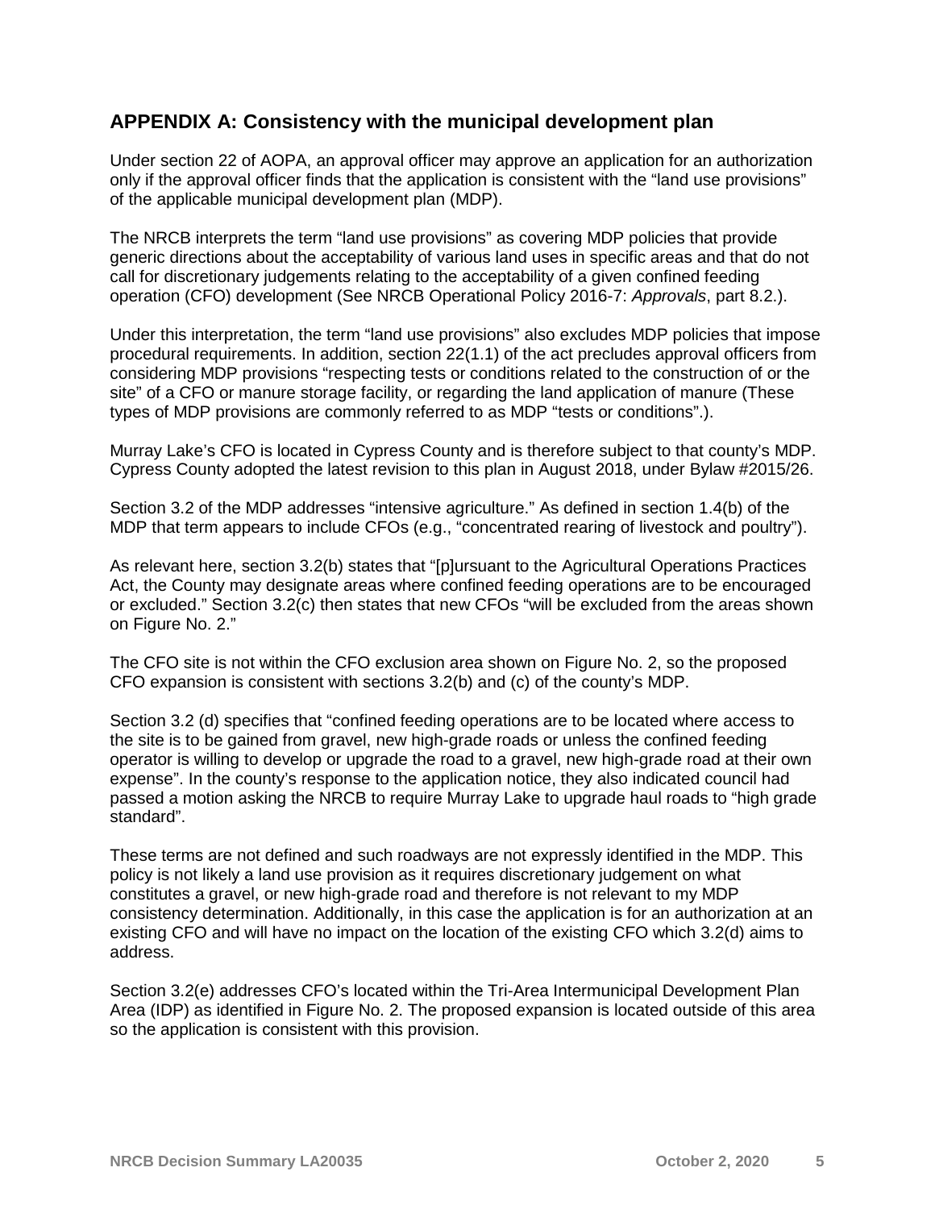## APPENDIX A: Consistency with the municipal development plan

Under section 22 of AOPA, an approval officer may approve an application for an authorization only if the approval officer finds that the application is consistent with the "land use provisions" of the applicable municipal development plan (MDP).

The NRCB interprets the term "land use provisions" as covering MDP policies that provide generic directions about the acceptability of various land uses in specific areas and that do not call for discretionary judgements relating to the acceptability of a given confined feeding operation (CFO) development (See NRCB Operational Policy 2016-7: *Approvals*, part 8.2.).

Under this interpretation, the term "land use provisions" also excludes MDP policies that impose procedural requirements. In addition, section 22(1.1) of the act precludes approval officers from considering MDP provisions "respecting tests or conditions related to the construction of or the site" of a CFO or manure storage facility, or regarding the land application of manure (These types of MDP provisions are commonly referred to as MDP "tests or conditions".).

Murray Lake's CFO is located in Cypress County and is therefore subject to that county's MDP. Cypress County adopted the latest revision to this plan in August 2018, under Bylaw #2015/26.

Section 3.2 of the MDP addresses "intensive agriculture." As defined in section 1.4(b) of the MDP that term appears to include CFOs (e.g., "concentrated rearing of livestock and poultry").

As relevant here, section 3.2(b) states that "[p]ursuant to the Agricultural Operations Practices Act, the County may designate areas where confined feeding operations are to be encouraged or excluded." Section 3.2(c) then states that new CFOs "will be excluded from the areas shown on Figure No. 2."

The CFO site is not within the CFO exclusion area shown on Figure No. 2, so the proposed CFO expansion is consistent with sections 3.2(b) and (c) of the county's MDP.

Section 3.2 (d) specifies that "confined feeding operations are to be located where access to the site is to be gained from gravel, new high-grade roads or unless the confined feeding operator is willing to develop or upgrade the road to a gravel, new high-grade road at their own expense". In the county's response to the application notice, they also indicated council had passed a motion asking the NRCB to require Murray Lake to upgrade haul roads to "high grade standard".

These terms are not defined and such roadways are not expressly identified in the MDP. This policy is not likely a land use provision as it requires discretionary judgement on what constitutes a gravel, or new high-grade road and therefore is not relevant to my MDP consistency determination. Additionally, in this case the application is for an authorization at an existing CFO and will have no impact on the location of the existing CFO which 3.2(d) aims to address.

Section 3.2(e) addresses CFO's located within the Tri-Area Intermunicipal Development Plan Area (IDP) as identified in Figure No. 2. The proposed expansion is located outside of this area so the application is consistent with this provision.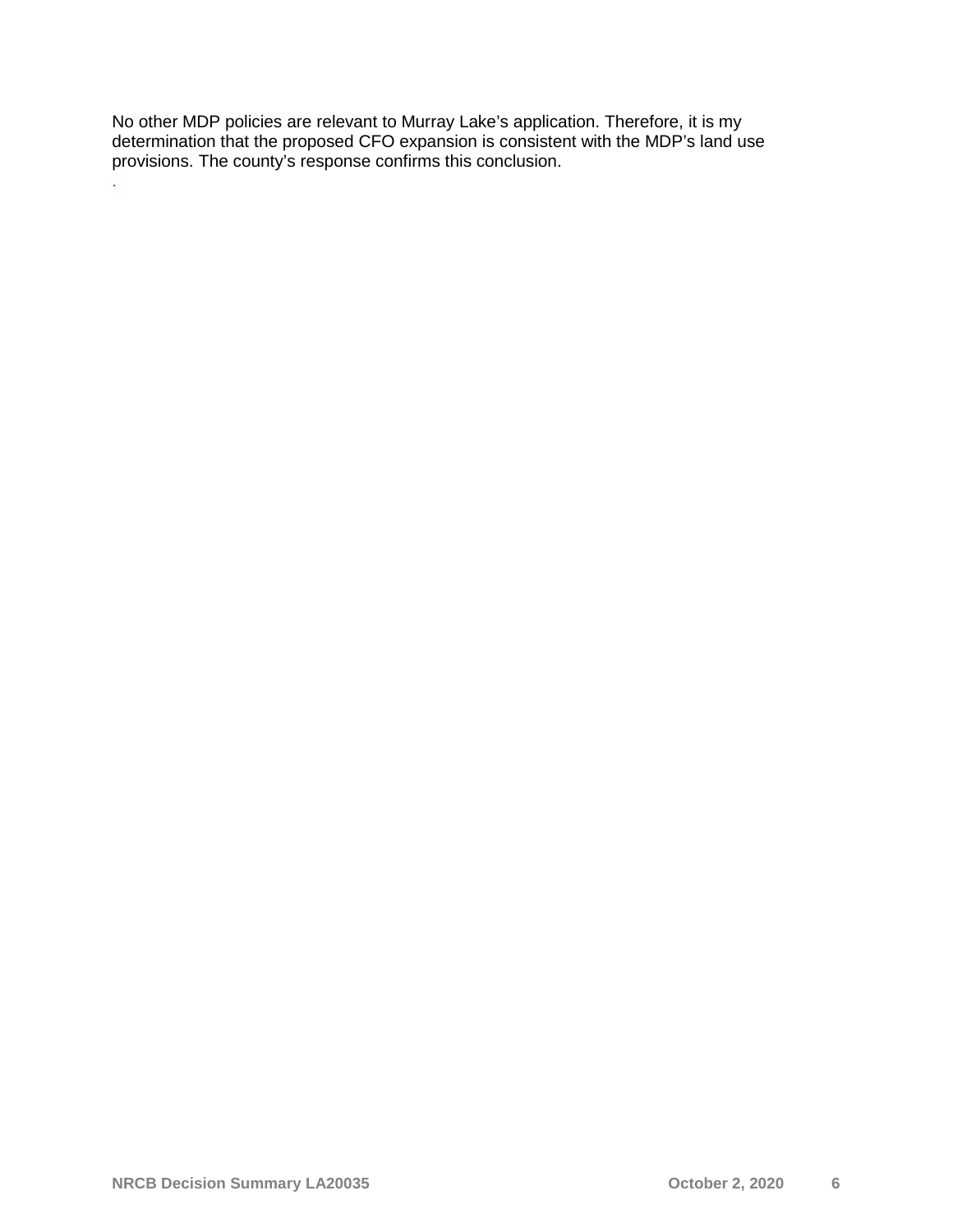No other MDP policies are relevant to Murray Lake’s application. Therefore, it is my determination that the proposed CFO expansion is consistent with the MDP’s land use provisions. The county’s response confirms this conclusion.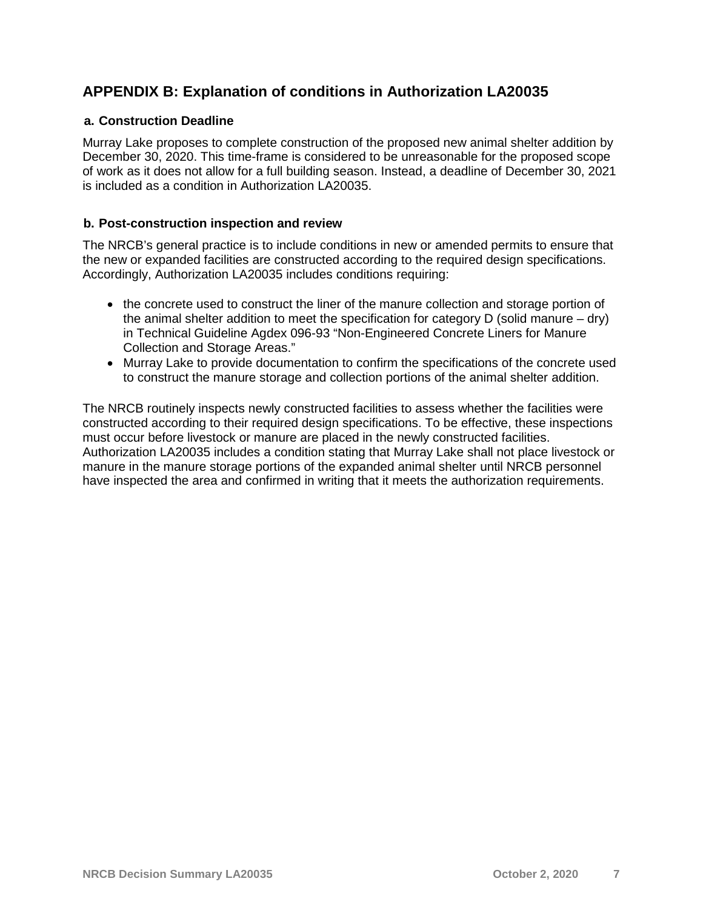## APPENDIX B: Explanation of conditions in Authorization LA20035

### a. Construction Deadline

Murray Lake proposes to complete construction of the proposed new animal shelter addition by December 30, 2020. This time-frame is considered to be unreasonable for the proposed scope of work as it does not allow for a full building season. Instead, a deadline of December 30, 2021 is included as a condition in Authorization LA20035.

### b. Post-construction inspection and review

The NRCB's general practice is to include conditions in new or amended permits to ensure that the new or expanded facilities are constructed according to the required design specifications. Accordingly, Authorization LA20035 includes conditions requiring:

- the concrete used to construct the liner of the manure collection and storage portion of the animal shelter addition to meet the specification for category D (solid manure – dry) in Technical Guideline Agdex 096-93 "Non-Engineered Concrete Liners for Manure Collection and Storage Areas."
- Murray Lake to provide documentation to confirm the specifications of the concrete used to construct the manure storage and collection portions of the animal shelter addition.

The NRCB routinely inspects newly constructed facilities to assess whether the facilities were constructed according to their required design specifications. To be effective, these inspections must occur before livestock or manure are placed in the newly constructed facilities. Authorization LA20035 includes a condition stating that Murray Lake shall not place livestock or manure in the manure storage portions of the expanded animal shelter until NRCB personnel have inspected the area and confirmed in writing that it meets the authorization requirements.